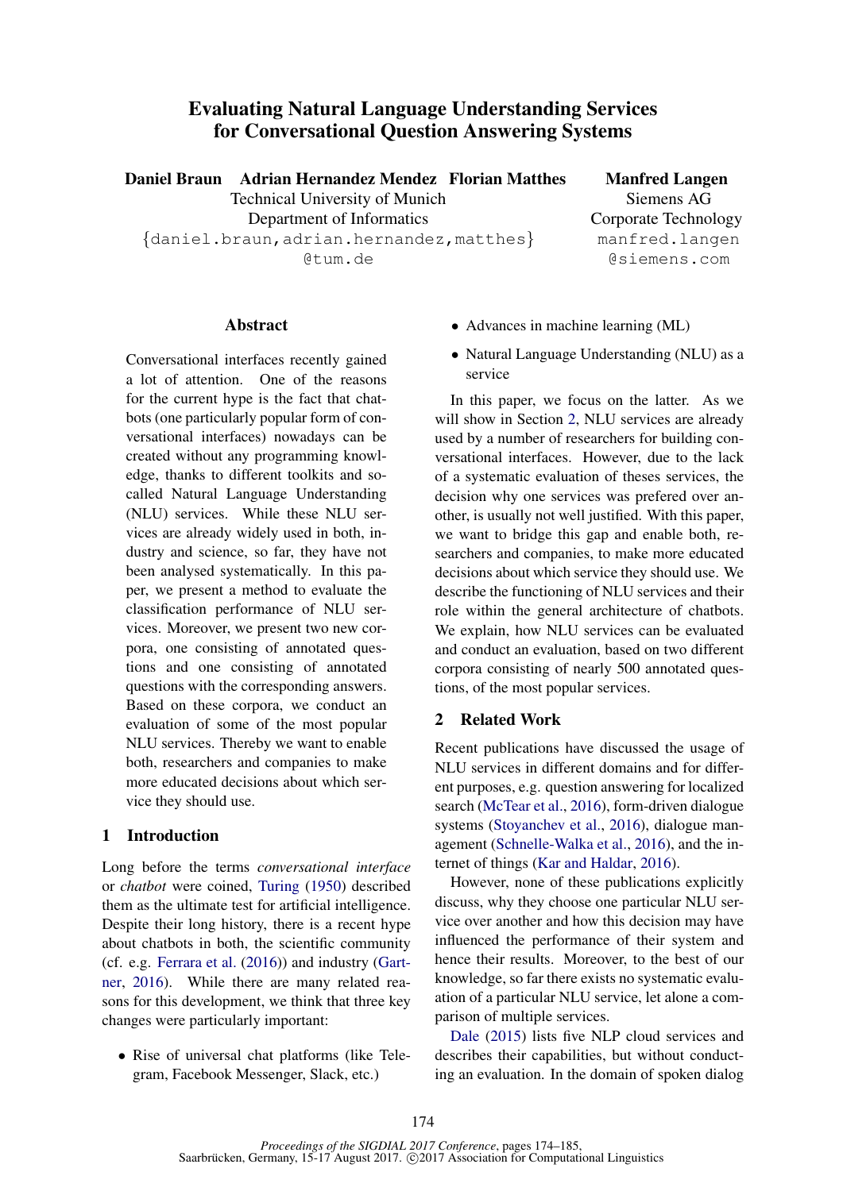# Evaluating Natural Language Understanding Services for Conversational Question Answering Systems

**Daniel Braun Adrian Hernandez Mendez Florian Matthes**
Technical University of Munich
Department of Informatics
{daniel.braun,adrian.hernandez,matthes}@tum.de

**Manfred Langen**
Siemens AG
Corporate Technology
manfred.langen@siemens.com

## Abstract

Conversational interfaces recently gained a lot of attention. One of the reasons for the current hype is the fact that chatbots (one particularly popular form of conversational interfaces) nowadays can be created without any programming knowledge, thanks to different toolkits and so-called Natural Language Understanding (NLU) services. While these NLU services are already widely used in both, industry and science, so far, they have not been analysed systematically. In this paper, we present a method to evaluate the classification performance of NLU services. Moreover, we present two new corpora, one consisting of annotated questions and one consisting of annotated questions with the corresponding answers. Based on these corpora, we conduct an evaluation of some of the most popular NLU services. Thereby we want to enable both, researchers and companies to make more educated decisions about which service they should use.

## 1 Introduction

Long before the terms *conversational interface* or *chatbot* were coined, Turing (1950) described them as the ultimate test for artificial intelligence. Despite their long history, there is a recent hype about chatbots in both, the scientific community (cf. e.g. Ferrara et al. (2016)) and industry (Gartner, 2016). While there are many related reasons for this development, we think that three key changes were particularly important:

- Rise of universal chat platforms (like Telegram, Facebook Messenger, Slack, etc.)
- Advances in machine learning (ML)
- Natural Language Understanding (NLU) as a service

In this paper, we focus on the latter. As we will show in Section 2, NLU services are already used by a number of researchers for building conversational interfaces. However, due to the lack of a systematic evaluation of theses services, the decision why one services was prefered over another, is usually not well justified. With this paper, we want to bridge this gap and enable both, researchers and companies, to make more educated decisions about which service they should use. We describe the functioning of NLU services and their role within the general architecture of chatbots. We explain, how NLU services can be evaluated and conduct an evaluation, based on two different corpora consisting of nearly 500 annotated questions, of the most popular services.

## 2 Related Work

Recent publications have discussed the usage of NLU services in different domains and for different purposes, e.g. question answering for localized search (McTear et al., 2016), form-driven dialogue systems (Stoyanchev et al., 2016), dialogue management (Schnelle-Walka et al., 2016), and the internet of things (Kar and Haldar, 2016).

However, none of these publications explicitly discuss, why they choose one particular NLU service over another and how this decision may have influenced the performance of their system and hence their results. Moreover, to the best of our knowledge, so far there exists no systematic evaluation of a particular NLU service, let alone a comparison of multiple services.

Dale (2015) lists five NLP cloud services and describes their capabilities, but without conducting an evaluation. In the domain of spoken dialog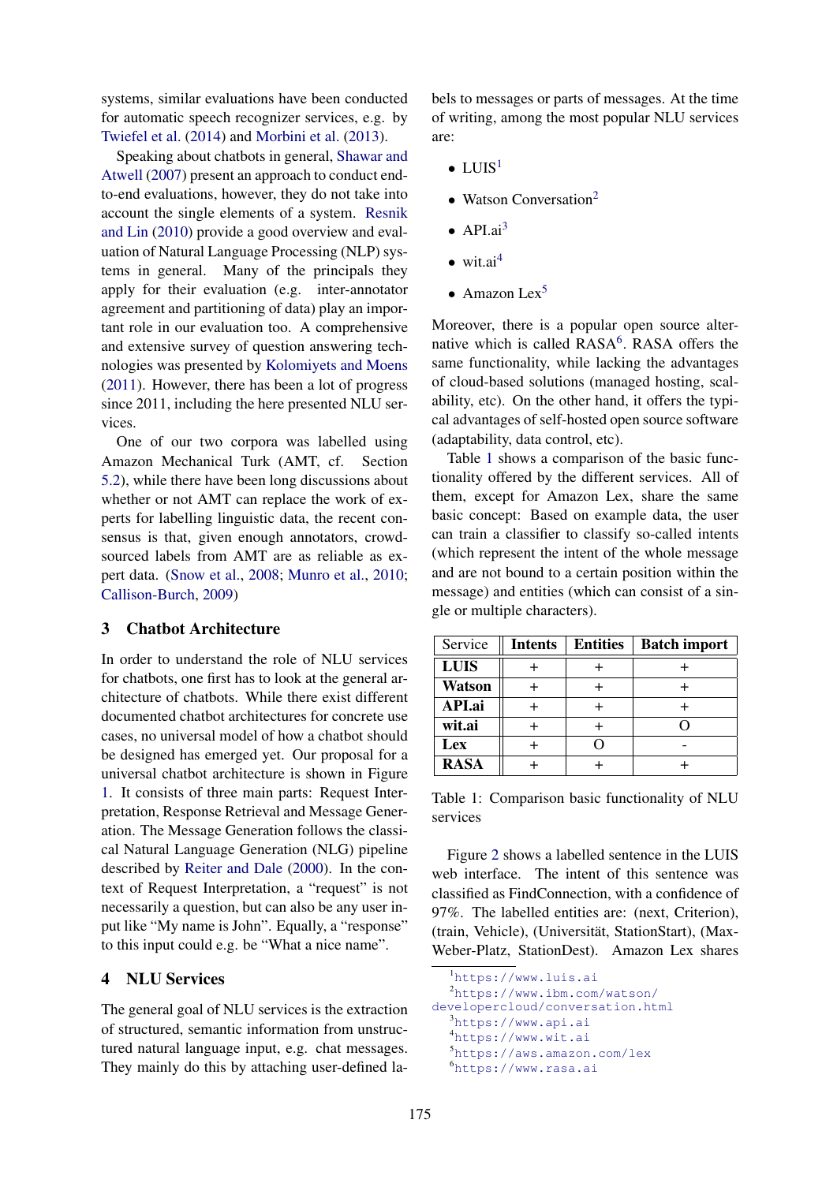systems, similar evaluations have been conducted for automatic speech recognizer services, e.g. by Twiefel et al. (2014) and Morbini et al. (2013).

Speaking about chatbots in general, Shawar and Atwell (2007) present an approach to conduct end-to-end evaluations, however, they do not take into account the single elements of a system. Resnik and Lin (2010) provide a good overview and evaluation of Natural Language Processing (NLP) systems in general. Many of the principals they apply for their evaluation (e.g. inter-annotator agreement and partitioning of data) play an important role in our evaluation too. A comprehensive and extensive survey of question answering technologies was presented by Kolomiyets and Moens (2011). However, there has been a lot of progress since 2011, including the here presented NLU services.

One of our two corpora was labelled using Amazon Mechanical Turk (AMT, cf. Section 5.2), while there have been long discussions about whether or not AMT can replace the work of experts for labelling linguistic data, the recent consensus is that, given enough annotators, crowdsourced labels from AMT are as reliable as expert data. (Snow et al., 2008; Munro et al., 2010; Callison-Burch, 2009)

## 3 Chatbot Architecture

In order to understand the role of NLU services for chatbots, one first has to look at the general architecture of chatbots. While there exist different documented chatbot architectures for concrete use cases, no universal model of how a chatbot should be designed has emerged yet. Our proposal for a universal chatbot architecture is shown in Figure 1. It consists of three main parts: Request Interpretation, Response Retrieval and Message Generation. The Message Generation follows the classical Natural Language Generation (NLG) pipeline described by Reiter and Dale (2000). In the context of Request Interpretation, a "request" is not necessarily a question, but can also be any user input like "My name is John". Equally, a "response" to this input could e.g. be "What a nice name".

## 4 NLU Services

The general goal of NLU services is the extraction of structured, semantic information from unstructured natural language input, e.g. chat messages. They mainly do this by attaching user-defined labels to messages or parts of messages. At the time of writing, among the most popular NLU services are:

- LUIS[1]
- Watson Conversation[2]
- API.ai[3]
- wit.ai[4]
- Amazon Lex[5]

Moreover, there is a popular open source alternative which is called RASA[6]. RASA offers the same functionality, while lacking the advantages of cloud-based solutions (managed hosting, scalability, etc). On the other hand, it offers the typical advantages of self-hosted open source software (adaptability, data control, etc).

Table 1 shows a comparison of the basic functionality offered by the different services. All of them, except for Amazon Lex, share the same basic concept: Based on example data, the user can train a classifier to classify so-called intents (which represent the intent of the whole message and are not bound to a certain position within the message) and entities (which can consist of a single or multiple characters).

| Service | **Intents** | **Entities** | **Batch import** |
|---|---|---|---|
| **LUIS** | + | + | + |
| **Watson** | + | + | + |
| **API.ai** | + | + | + |
| **wit.ai** | + | + | O |
| **Lex** | + | O | - |
| **RASA** | + | + | + |

Table 1: Comparison basic functionality of NLU services

Figure 2 shows a labelled sentence in the LUIS web interface. The intent of this sentence was classified as FindConnection, with a confidence of 97%. The labelled entities are: (next, Criterion), (train, Vehicle), (Universität, StationStart), (Max-Weber-Platz, StationDest). Amazon Lex shares

[1] https://www.luis.ai
[2] https://www.ibm.com/watson/developercloud/conversation.html
[3] https://www.api.ai
[4] https://www.wit.ai
[5] https://aws.amazon.com/lex
[6] https://www.rasa.ai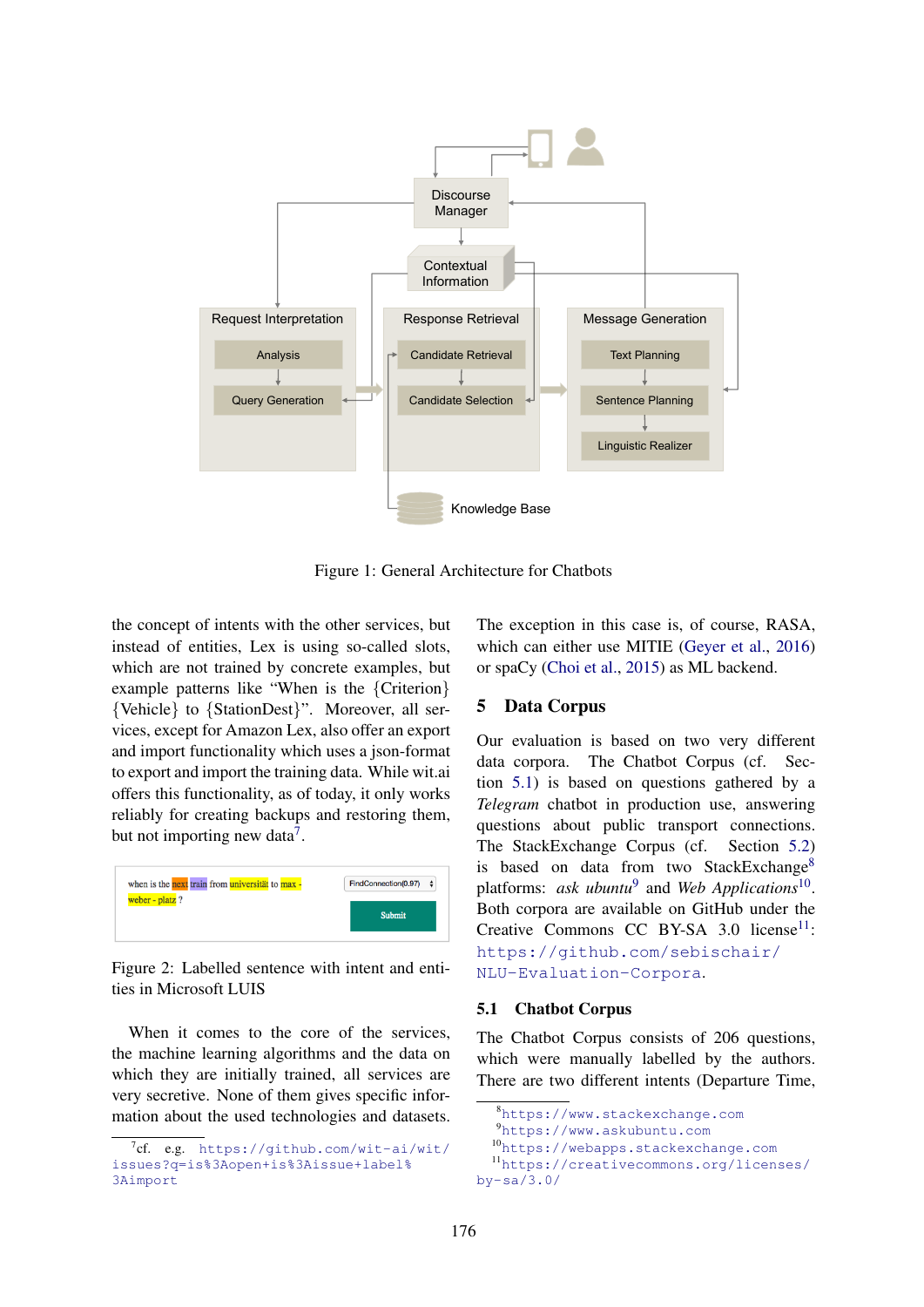Figure 1: General Architecture for Chatbots

the concept of intents with the other services, but instead of entities, Lex is using so-called slots, which are not trained by concrete examples, but example patterns like "When is the {Criterion} {Vehicle} to {StationDest}". Moreover, all services, except for Amazon Lex, also offer an export and import functionality which uses a json-format to export and import the training data. While wit.ai offers this functionality, as of today, it only works reliably for creating backups and restoring them, but not importing new data[7].

Figure 2: Labelled sentence with intent and entities in Microsoft LUIS

When it comes to the core of the services, the machine learning algorithms and the data on which they are initially trained, all services are very secretive. None of them gives specific information about the used technologies and datasets. The exception in this case is, of course, RASA, which can either use MITIE (Geyer et al., 2016) or spaCy (Choi et al., 2015) as ML backend.

## 5 Data Corpus

Our evaluation is based on two very different data corpora. The Chatbot Corpus (cf. Section 5.1) is based on questions gathered by a *Telegram* chatbot in production use, answering questions about public transport connections. The StackExchange Corpus (cf. Section 5.2) is based on data from two StackExchange[8] platforms: *ask ubuntu*[9] and *Web Applications*[10]. Both corpora are available on GitHub under the Creative Commons CC BY-SA 3.0 license[11]: https://github.com/sebischair/NLU-Evaluation-Corpora.

### 5.1 Chatbot Corpus

The Chatbot Corpus consists of 206 questions, which were manually labelled by the authors. There are two different intents (Departure Time,

[7] cf. e.g. https://github.com/wit-ai/wit/issues?q=is%3Aopen+is%3Aissue+label%3Aimport

[8] https://www.stackexchange.com

[9] https://www.askubuntu.com

[10] https://webapps.stackexchange.com

[11] https://creativecommons.org/licenses/by-sa/3.0/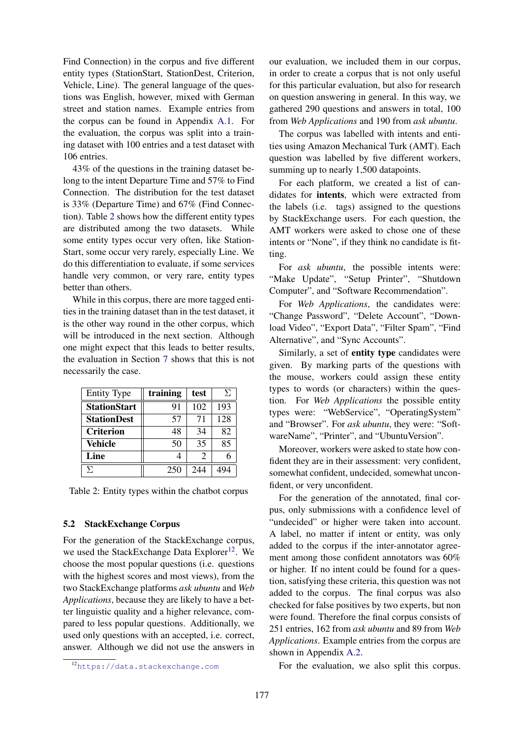Find Connection) in the corpus and five different entity types (StationStart, StationDest, Criterion, Vehicle, Line). The general language of the questions was English, however, mixed with German street and station names. Example entries from the corpus can be found in Appendix A.1. For the evaluation, the corpus was split into a training dataset with 100 entries and a test dataset with 106 entries.

43% of the questions in the training dataset belong to the intent Departure Time and 57% to Find Connection. The distribution for the test dataset is 33% (Departure Time) and 67% (Find Connection). Table 2 shows how the different entity types are distributed among the two datasets. While some entity types occur very often, like StationStart, some occur very rarely, especially Line. We do this differentiation to evaluate, if some services handle very common, or very rare, entity types better than others.

While in this corpus, there are more tagged entities in the training dataset than in the test dataset, it is the other way round in the other corpus, which will be introduced in the next section. Although one might expect that this leads to better results, the evaluation in Section 7 shows that this is not necessarily the case.

| Entity Type | training | test | Σ |
|---|---|---|---|
| **StationStart** | 91 | 102 | 193 |
| **StationDest** | 57 | 71 | 128 |
| **Criterion** | 48 | 34 | 82 |
| **Vehicle** | 50 | 35 | 85 |
| **Line** | 4 | 2 | 6 |
| Σ | 250 | 244 | 494 |

Table 2: Entity types within the chatbot corpus

## 5.2 StackExchange Corpus

For the generation of the StackExchange corpus, we used the StackExchange Data Explorer[12]. We choose the most popular questions (i.e. questions with the highest scores and most views), from the two StackExchange platforms *ask ubuntu* and *Web Applications*, because they are likely to have a better linguistic quality and a higher relevance, compared to less popular questions. Additionally, we used only questions with an accepted, i.e. correct, answer. Although we did not use the answers in our evaluation, we included them in our corpus, in order to create a corpus that is not only useful for this particular evaluation, but also for research on question answering in general. In this way, we gathered 290 questions and answers in total, 100 from *Web Applications* and 190 from *ask ubuntu*.

The corpus was labelled with intents and entities using Amazon Mechanical Turk (AMT). Each question was labelled by five different workers, summing up to nearly 1,500 datapoints.

For each platform, we created a list of candidates for **intents**, which were extracted from the labels (i.e. tags) assigned to the questions by StackExchange users. For each question, the AMT workers were asked to chose one of these intents or "None", if they think no candidate is fitting.

For *ask ubuntu*, the possible intents were: "Make Update", "Setup Printer", "Shutdown Computer", and "Software Recommendation".

For *Web Applications*, the candidates were: "Change Password", "Delete Account", "Download Video", "Export Data", "Filter Spam", "Find Alternative", and "Sync Accounts".

Similarly, a set of **entity type** candidates were given. By marking parts of the questions with the mouse, workers could assign these entity types to words (or characters) within the question. For *Web Applications* the possible entity types were: "WebService", "OperatingSystem" and "Browser". For *ask ubuntu*, they were: "SoftwareName", "Printer", and "UbuntuVersion".

Moreover, workers were asked to state how confident they are in their assessment: very confident, somewhat confident, undecided, somewhat unconfident, or very unconfident.

For the generation of the annotated, final corpus, only submissions with a confidence level of "undecided" or higher were taken into account. A label, no matter if intent or entity, was only added to the corpus if the inter-annotator agreement among those confident annotators was 60% or higher. If no intent could be found for a question, satisfying these criteria, this question was not added to the corpus. The final corpus was also checked for false positives by two experts, but non were found. Therefore the final corpus consists of 251 entries, 162 from *ask ubuntu* and 89 from *Web Applications*. Example entries from the corpus are shown in Appendix A.2.

For the evaluation, we also split this corpus.

[12] https://data.stackexchange.com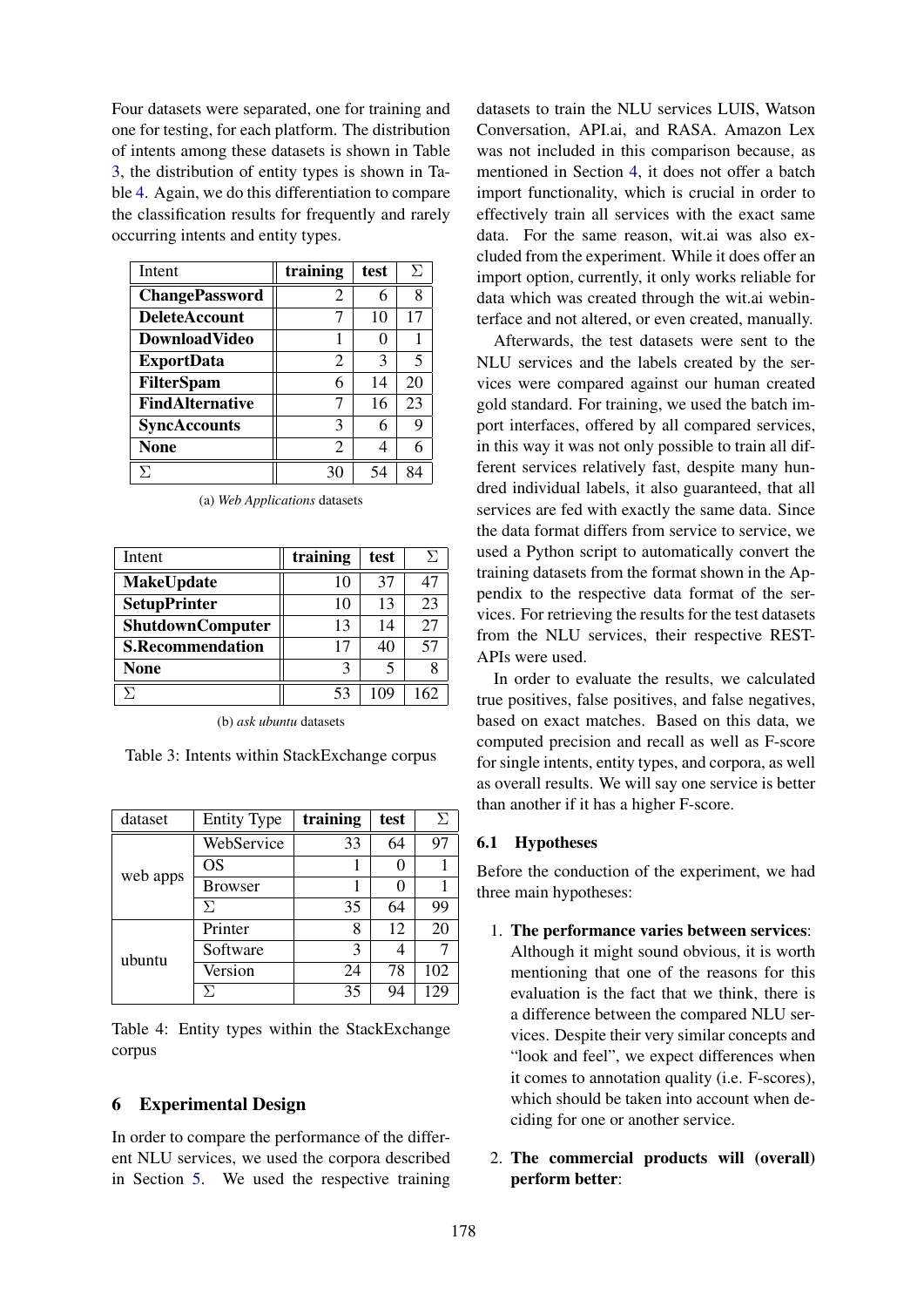Four datasets were separated, one for training and one for testing, for each platform. The distribution of intents among these datasets is shown in Table 3, the distribution of entity types is shown in Table 4. Again, we do this differentiation to compare the classification results for frequently and rarely occurring intents and entity types.

| Intent | training | test | Σ |
|---|---|---|---|
| **ChangePassword** | 2 | 6 | 8 |
| **DeleteAccount** | 7 | 10 | 17 |
| **DownloadVideo** | 1 | 0 | 1 |
| **ExportData** | 2 | 3 | 5 |
| **FilterSpam** | 6 | 14 | 20 |
| **FindAlternative** | 7 | 16 | 23 |
| **SyncAccounts** | 3 | 6 | 9 |
| **None** | 2 | 4 | 6 |
| Σ | 30 | 54 | 84 |

(a) *Web Applications* datasets

| Intent | training | test | Σ |
|---|---|---|---|
| **MakeUpdate** | 10 | 37 | 47 |
| **SetupPrinter** | 10 | 13 | 23 |
| **ShutdownComputer** | 13 | 14 | 27 |
| **S.Recommendation** | 17 | 40 | 57 |
| **None** | 3 | 5 | 8 |
| Σ | 53 | 109 | 162 |

(b) *ask ubuntu* datasets

Table 3: Intents within StackExchange corpus

| dataset | Entity Type | training | test | Σ |
|---|---|---|---|---|
| web apps | WebService | 33 | 64 | 97 |
| | OS | 1 | 0 | 1 |
| | Browser | 1 | 0 | 1 |
| | Σ | 35 | 64 | 99 |
| ubuntu | Printer | 8 | 12 | 20 |
| | Software | 3 | 4 | 7 |
| | Version | 24 | 78 | 102 |
| | Σ | 35 | 94 | 129 |

Table 4: Entity types within the StackExchange corpus

## 6 Experimental Design

In order to compare the performance of the different NLU services, we used the corpora described in Section 5. We used the respective training datasets to train the NLU services LUIS, Watson Conversation, API.ai, and RASA. Amazon Lex was not included in this comparison because, as mentioned in Section 4, it does not offer a batch import functionality, which is crucial in order to effectively train all services with the exact same data. For the same reason, wit.ai was also excluded from the experiment. While it does offer an import option, currently, it only works reliable for data which was created through the wit.ai webinterface and not altered, or even created, manually.

Afterwards, the test datasets were sent to the NLU services and the labels created by the services were compared against our human created gold standard. For training, we used the batch import interfaces, offered by all compared services, in this way it was not only possible to train all different services relatively fast, despite many hundred individual labels, it also guaranteed, that all services are fed with exactly the same data. Since the data format differs from service to service, we used a Python script to automatically convert the training datasets from the format shown in the Appendix to the respective data format of the services. For retrieving the results for the test datasets from the NLU services, their respective REST-APIs were used.

In order to evaluate the results, we calculated true positives, false positives, and false negatives, based on exact matches. Based on this data, we computed precision and recall as well as F-score for single intents, entity types, and corpora, as well as overall results. We will say one service is better than another if it has a higher F-score.

### 6.1 Hypotheses

Before the conduction of the experiment, we had three main hypotheses:

1. **The performance varies between services**: Although it might sound obvious, it is worth mentioning that one of the reasons for this evaluation is the fact that we think, there is a difference between the compared NLU services. Despite their very similar concepts and "look and feel", we expect differences when it comes to annotation quality (i.e. F-scores), which should be taken into account when deciding for one or another service.

2. **The commercial products will (overall) perform better**: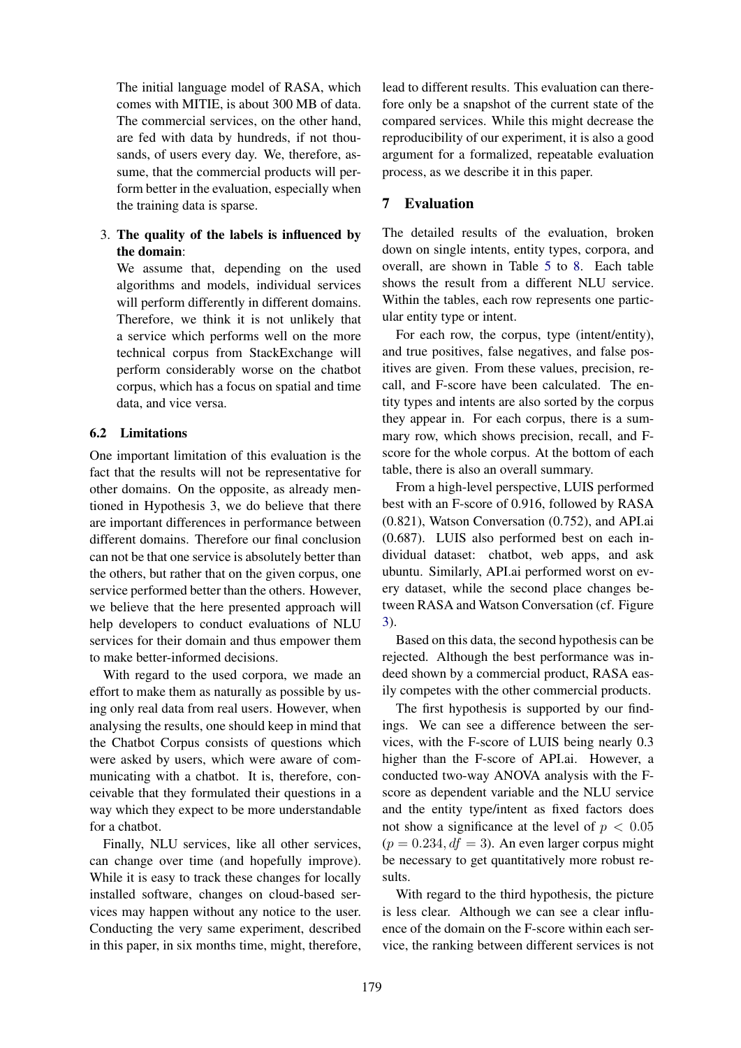The initial language model of RASA, which comes with MITIE, is about 300 MB of data. The commercial services, on the other hand, are fed with data by hundreds, if not thousands, of users every day. We, therefore, assume, that the commercial products will perform better in the evaluation, especially when the training data is sparse.

3. **The quality of the labels is influenced by the domain**:
   We assume that, depending on the used algorithms and models, individual services will perform differently in different domains. Therefore, we think it is not unlikely that a service which performs well on the more technical corpus from StackExchange will perform considerably worse on the chatbot corpus, which has a focus on spatial and time data, and vice versa.

### 6.2 Limitations

One important limitation of this evaluation is the fact that the results will not be representative for other domains. On the opposite, as already mentioned in Hypothesis 3, we do believe that there are important differences in performance between different domains. Therefore our final conclusion can not be that one service is absolutely better than the others, but rather that on the given corpus, one service performed better than the others. However, we believe that the here presented approach will help developers to conduct evaluations of NLU services for their domain and thus empower them to make better-informed decisions.

With regard to the used corpora, we made an effort to make them as naturally as possible by using only real data from real users. However, when analysing the results, one should keep in mind that the Chatbot Corpus consists of questions which were asked by users, which were aware of communicating with a chatbot. It is, therefore, conceivable that they formulated their questions in a way which they expect to be more understandable for a chatbot.

Finally, NLU services, like all other services, can change over time (and hopefully improve). While it is easy to track these changes for locally installed software, changes on cloud-based services may happen without any notice to the user. Conducting the very same experiment, described in this paper, in six months time, might, therefore, lead to different results. This evaluation can therefore only be a snapshot of the current state of the compared services. While this might decrease the reproducibility of our experiment, it is also a good argument for a formalized, repeatable evaluation process, as we describe it in this paper.

## 7 Evaluation

The detailed results of the evaluation, broken down on single intents, entity types, corpora, and overall, are shown in Table 5 to 8. Each table shows the result from a different NLU service. Within the tables, each row represents one particular entity type or intent.

For each row, the corpus, type (intent/entity), and true positives, false negatives, and false positives are given. From these values, precision, recall, and F-score have been calculated. The entity types and intents are also sorted by the corpus they appear in. For each corpus, there is a summary row, which shows precision, recall, and F-score for the whole corpus. At the bottom of each table, there is also an overall summary.

From a high-level perspective, LUIS performed best with an F-score of 0.916, followed by RASA (0.821), Watson Conversation (0.752), and API.ai (0.687). LUIS also performed best on each individual dataset: chatbot, web apps, and ask ubuntu. Similarly, API.ai performed worst on every dataset, while the second place changes between RASA and Watson Conversation (cf. Figure 3).

Based on this data, the second hypothesis can be rejected. Although the best performance was indeed shown by a commercial product, RASA easily competes with the other commercial products.

The first hypothesis is supported by our findings. We can see a difference between the services, with the F-score of LUIS being nearly 0.3 higher than the F-score of API.ai. However, a conducted two-way ANOVA analysis with the F-score as dependent variable and the NLU service and the entity type/intent as fixed factors does not show a significance at the level of $p < 0.05$ ($p = 0.234, df = 3$). An even larger corpus might be necessary to get quantitatively more robust results.

With regard to the third hypothesis, the picture is less clear. Although we can see a clear influence of the domain on the F-score within each service, the ranking between different services is not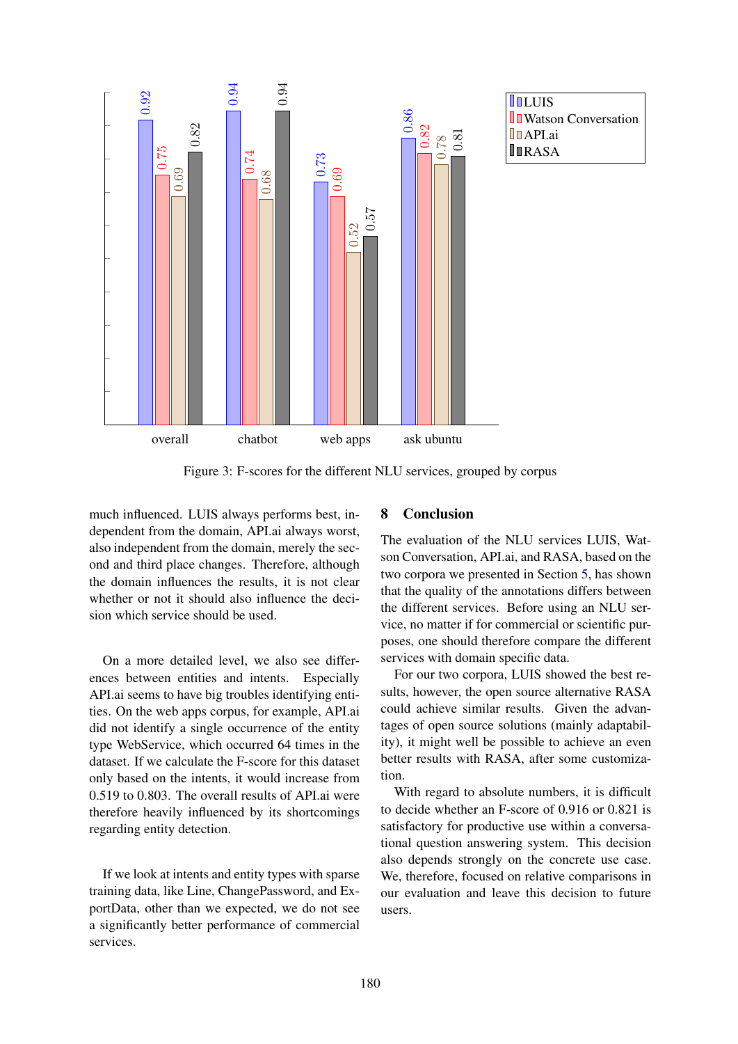Figure 3: F-scores for the different NLU services, grouped by corpus

much influenced. LUIS always performs best, independent from the domain, API.ai always worst, also independent from the domain, merely the second and third place changes. Therefore, although the domain influences the results, it is not clear whether or not it should also influence the decision which service should be used.

On a more detailed level, we also see differences between entities and intents. Especially API.ai seems to have big troubles identifying entities. On the web apps corpus, for example, API.ai did not identify a single occurrence of the entity type WebService, which occurred 64 times in the dataset. If we calculate the F-score for this dataset only based on the intents, it would increase from 0.519 to 0.803. The overall results of API.ai were therefore heavily influenced by its shortcomings regarding entity detection.

If we look at intents and entity types with sparse training data, like Line, ChangePassword, and ExportData, other than we expected, we do not see a significantly better performance of commercial services.

## 8 Conclusion

The evaluation of the NLU services LUIS, Watson Conversation, API.ai, and RASA, based on the two corpora we presented in Section 5, has shown that the quality of the annotations differs between the different services. Before using an NLU service, no matter if for commercial or scientific purposes, one should therefore compare the different services with domain specific data.

For our two corpora, LUIS showed the best results, however, the open source alternative RASA could achieve similar results. Given the advantages of open source solutions (mainly adaptability), it might well be possible to achieve an even better results with RASA, after some customization.

With regard to absolute numbers, it is difficult to decide whether an F-score of 0.916 or 0.821 is satisfactory for productive use within a conversational question answering system. This decision also depends strongly on the concrete use case. We, therefore, focused on relative comparisons in our evaluation and leave this decision to future users.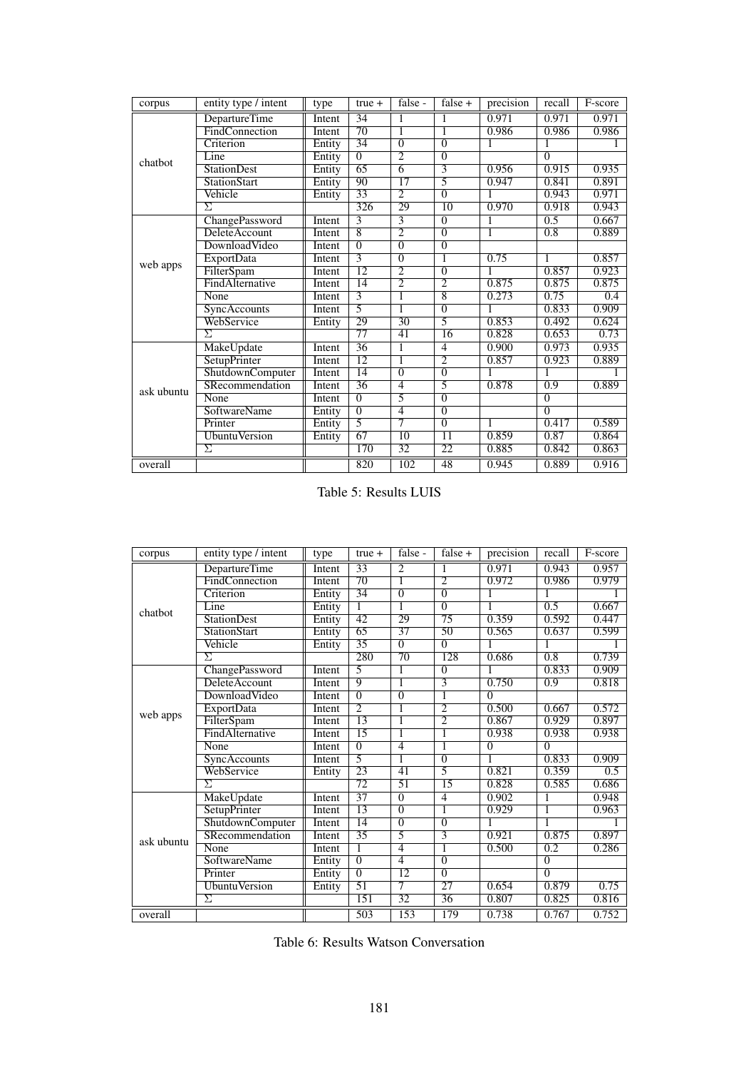| corpus | entity type / intent | type | true + | false - | false + | precision | recall | F-score |
|---|---|---|---|---|---|---|---|---|
| chatbot | DepartureTime | Intent | 34 | 1 | 1 | 0.971 | 0.971 | 0.971 |
| | FindConnection | Intent | 70 | 1 | 1 | 0.986 | 0.986 | 0.986 |
| | Criterion | Entity | 34 | 0 | 0 | 1 | 1 | 1 |
| | Line | Entity | 0 | 2 | 0 | | 0 | |
| | StationDest | Entity | 65 | 6 | 3 | 0.956 | 0.915 | 0.935 |
| | StationStart | Entity | 90 | 17 | 5 | 0.947 | 0.841 | 0.891 |
| | Vehicle | Entity | 33 | 2 | 0 | 1 | 0.943 | 0.971 |
| | Σ | | 326 | 29 | 10 | 0.970 | 0.918 | 0.943 |
| web apps | ChangePassword | Intent | 3 | 3 | 0 | 1 | 0.5 | 0.667 |
| | DeleteAccount | Intent | 8 | 2 | 0 | 1 | 0.8 | 0.889 |
| | DownloadVideo | Intent | 0 | 0 | 0 | | | |
| | ExportData | Intent | 3 | 0 | 1 | 0.75 | 1 | 0.857 |
| | FilterSpam | Intent | 12 | 2 | 0 | 1 | 0.857 | 0.923 |
| | FindAlternative | Intent | 14 | 2 | 2 | 0.875 | 0.875 | 0.875 |
| | None | Intent | 3 | 1 | 8 | 0.273 | 0.75 | 0.4 |
| | SyncAccounts | Intent | 5 | 1 | 0 | 1 | 0.833 | 0.909 |
| | WebService | Entity | 29 | 30 | 5 | 0.853 | 0.492 | 0.624 |
| | Σ | | 77 | 41 | 16 | 0.828 | 0.653 | 0.73 |
| ask ubuntu | MakeUpdate | Intent | 36 | 1 | 4 | 0.900 | 0.973 | 0.935 |
| | SetupPrinter | Intent | 12 | 1 | 2 | 0.857 | 0.923 | 0.889 |
| | ShutdownComputer | Intent | 14 | 0 | 0 | 1 | 1 | 1 |
| | SRecommendation | Intent | 36 | 4 | 5 | 0.878 | 0.9 | 0.889 |
| | None | Intent | 0 | 5 | 0 | | 0 | |
| | SoftwareName | Entity | 0 | 4 | 0 | | 0 | |
| | Printer | Entity | 5 | 7 | 0 | 1 | 0.417 | 0.589 |
| | UbuntuVersion | Entity | 67 | 10 | 11 | 0.859 | 0.87 | 0.864 |
| | Σ | | 170 | 32 | 22 | 0.885 | 0.842 | 0.863 |
| overall | | | 820 | 102 | 48 | 0.945 | 0.889 | 0.916 |

Table 5: Results LUIS

| corpus | entity type / intent | type | true + | false - | false + | precision | recall | F-score |
|---|---|---|---|---|---|---|---|---|
| chatbot | DepartureTime | Intent | 33 | 2 | 1 | 0.971 | 0.943 | 0.957 |
| | FindConnection | Intent | 70 | 1 | 2 | 0.972 | 0.986 | 0.979 |
| | Criterion | Entity | 34 | 0 | 0 | 1 | 1 | 1 |
| | Line | Entity | 1 | 1 | 0 | 1 | 0.5 | 0.667 |
| | StationDest | Entity | 42 | 29 | 75 | 0.359 | 0.592 | 0.447 |
| | StationStart | Entity | 65 | 37 | 50 | 0.565 | 0.637 | 0.599 |
| | Vehicle | Entity | 35 | 0 | 0 | 1 | 1 | 1 |
| | Σ | | 280 | 70 | 128 | 0.686 | 0.8 | 0.739 |
| web apps | ChangePassword | Intent | 5 | 1 | 0 | 1 | 0.833 | 0.909 |
| | DeleteAccount | Intent | 9 | 1 | 3 | 0.750 | 0.9 | 0.818 |
| | DownloadVideo | Intent | 0 | 0 | 1 | 0 | | |
| | ExportData | Intent | 2 | 1 | 2 | 0.500 | 0.667 | 0.572 |
| | FilterSpam | Intent | 13 | 1 | 2 | 0.867 | 0.929 | 0.897 |
| | FindAlternative | Intent | 15 | 1 | 1 | 0.938 | 0.938 | 0.938 |
| | None | Intent | 0 | 4 | 1 | 0 | 0 | |
| | SyncAccounts | Intent | 5 | 1 | 0 | 1 | 0.833 | 0.909 |
| | WebService | Entity | 23 | 41 | 5 | 0.821 | 0.359 | 0.5 |
| | Σ | | 72 | 51 | 15 | 0.828 | 0.585 | 0.686 |
| ask ubuntu | MakeUpdate | Intent | 37 | 0 | 4 | 0.902 | 1 | 0.948 |
| | SetupPrinter | Intent | 13 | 0 | 1 | 0.929 | 1 | 0.963 |
| | ShutdownComputer | Intent | 14 | 0 | 0 | 1 | 1 | 1 |
| | SRecommendation | Intent | 35 | 5 | 3 | 0.921 | 0.875 | 0.897 |
| | None | Intent | 1 | 4 | 1 | 0.500 | 0.2 | 0.286 |
| | SoftwareName | Entity | 0 | 4 | 0 | | 0 | |
| | Printer | Entity | 0 | 12 | 0 | | 0 | |
| | UbuntuVersion | Entity | 51 | 7 | 27 | 0.654 | 0.879 | 0.75 |
| | Σ | | 151 | 32 | 36 | 0.807 | 0.825 | 0.816 |
| overall | | | 503 | 153 | 179 | 0.738 | 0.767 | 0.752 |

Table 6: Results Watson Conversation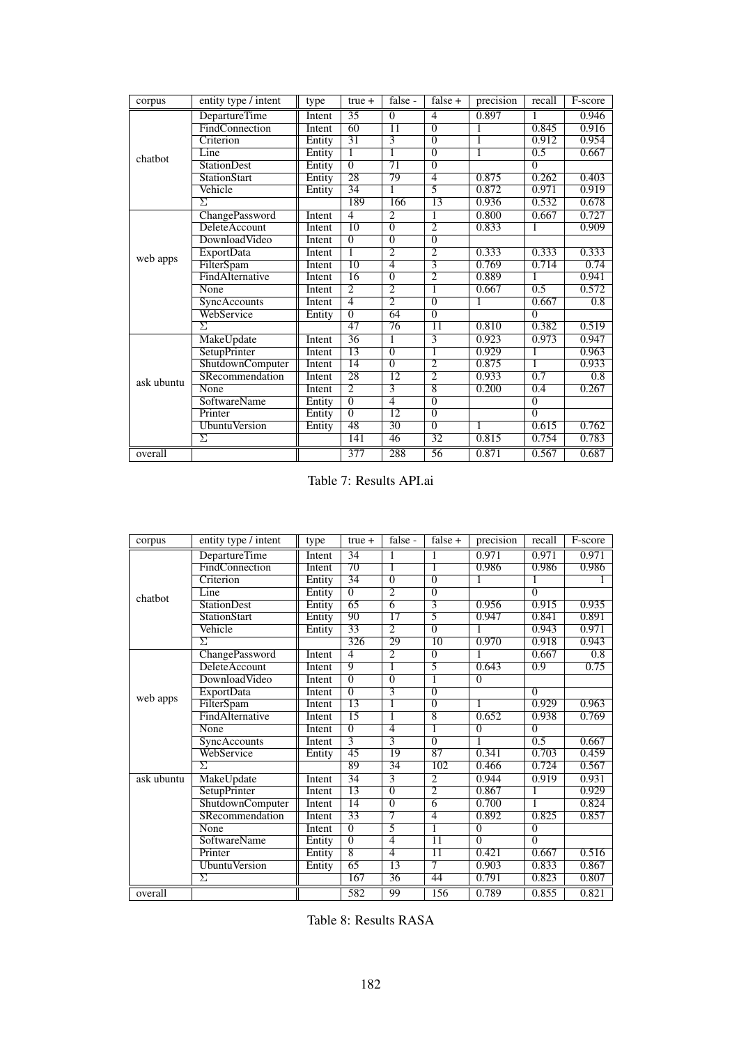| corpus | entity type / intent | type | true + | false - | false + | precision | recall | F-score |
|---|---|---|---|---|---|---|---|---|
| chatbot | DepartureTime | Intent | 35 | 0 | 4 | 0.897 | 1 | 0.946 |
| | FindConnection | Intent | 60 | 11 | 0 | 1 | 0.845 | 0.916 |
| | Criterion | Entity | 31 | 3 | 0 | 1 | 0.912 | 0.954 |
| | Line | Entity | 1 | 1 | 0 | 1 | 0.5 | 0.667 |
| | StationDest | Entity | 0 | 71 | 0 | | 0 | |
| | StationStart | Entity | 28 | 79 | 4 | 0.875 | 0.262 | 0.403 |
| | Vehicle | Entity | 34 | 1 | 5 | 0.872 | 0.971 | 0.919 |
| | Σ | | 189 | 166 | 13 | 0.936 | 0.532 | 0.678 |
| web apps | ChangePassword | Intent | 4 | 2 | 1 | 0.800 | 0.667 | 0.727 |
| | DeleteAccount | Intent | 10 | 0 | 2 | 0.833 | 1 | 0.909 |
| | DownloadVideo | Intent | 0 | 0 | 0 | | | |
| | ExportData | Intent | 1 | 2 | 2 | 0.333 | 0.333 | 0.333 |
| | FilterSpam | Intent | 10 | 4 | 3 | 0.769 | 0.714 | 0.74 |
| | FindAlternative | Intent | 16 | 0 | 2 | 0.889 | 1 | 0.941 |
| | None | Intent | 2 | 2 | 1 | 0.667 | 0.5 | 0.572 |
| | SyncAccounts | Intent | 4 | 2 | 0 | 1 | 0.667 | 0.8 |
| | WebService | Entity | 0 | 64 | 0 | | 0 | |
| | Σ | | 47 | 76 | 11 | 0.810 | 0.382 | 0.519 |
| ask ubuntu | MakeUpdate | Intent | 36 | 1 | 3 | 0.923 | 0.973 | 0.947 |
| | SetupPrinter | Intent | 13 | 0 | 1 | 0.929 | 1 | 0.963 |
| | ShutdownComputer | Intent | 14 | 0 | 2 | 0.875 | 1 | 0.933 |
| | SRecommendation | Intent | 28 | 12 | 2 | 0.933 | 0.7 | 0.8 |
| | None | Intent | 2 | 3 | 8 | 0.200 | 0.4 | 0.267 |
| | SoftwareName | Entity | 0 | 4 | 0 | | 0 | |
| | Printer | Entity | 0 | 12 | 0 | | 0 | |
| | UbuntuVersion | Entity | 48 | 30 | 0 | 1 | 0.615 | 0.762 |
| | Σ | | 141 | 46 | 32 | 0.815 | 0.754 | 0.783 |
| overall | | | 377 | 288 | 56 | 0.871 | 0.567 | 0.687 |

Table 7: Results API.ai

| corpus | entity type / intent | type | true + | false - | false + | precision | recall | F-score |
|---|---|---|---|---|---|---|---|---|
| chatbot | DepartureTime | Intent | 34 | 1 | 1 | 0.971 | 0.971 | 0.971 |
| | FindConnection | Intent | 70 | 1 | 1 | 0.986 | 0.986 | 0.986 |
| | Criterion | Entity | 34 | 0 | 0 | 1 | 1 | 1 |
| | Line | Entity | 0 | 2 | 0 | | 0 | |
| | StationDest | Entity | 65 | 6 | 3 | 0.956 | 0.915 | 0.935 |
| | StationStart | Entity | 90 | 17 | 5 | 0.947 | 0.841 | 0.891 |
| | Vehicle | Entity | 33 | 2 | 0 | 1 | 0.943 | 0.971 |
| | Σ | | 326 | 29 | 10 | 0.970 | 0.918 | 0.943 |
| web apps | ChangePassword | Intent | 4 | 2 | 0 | 1 | 0.667 | 0.8 |
| | DeleteAccount | Intent | 9 | 1 | 5 | 0.643 | 0.9 | 0.75 |
| | DownloadVideo | Intent | 0 | 0 | 1 | 0 | | |
| | ExportData | Intent | 0 | 3 | 0 | | 0 | |
| | FilterSpam | Intent | 13 | 1 | 0 | 1 | 0.929 | 0.963 |
| | FindAlternative | Intent | 15 | 1 | 8 | 0.652 | 0.938 | 0.769 |
| | None | Intent | 0 | 4 | 1 | 0 | 0 | |
| | SyncAccounts | Intent | 3 | 3 | 0 | 1 | 0.5 | 0.667 |
| | WebService | Entity | 45 | 19 | 87 | 0.341 | 0.703 | 0.459 |
| | Σ | | 89 | 34 | 102 | 0.466 | 0.724 | 0.567 |
| ask ubuntu | MakeUpdate | Intent | 34 | 3 | 2 | 0.944 | 0.919 | 0.931 |
| | SetupPrinter | Intent | 13 | 0 | 2 | 0.867 | 1 | 0.929 |
| | ShutdownComputer | Intent | 14 | 0 | 6 | 0.700 | 1 | 0.824 |
| | SRecommendation | Intent | 33 | 7 | 4 | 0.892 | 0.825 | 0.857 |
| | None | Intent | 0 | 5 | 1 | 0 | 0 | |
| | SoftwareName | Entity | 0 | 4 | 11 | 0 | 0 | |
| | Printer | Entity | 8 | 4 | 11 | 0.421 | 0.667 | 0.516 |
| | UbuntuVersion | Entity | 65 | 13 | 7 | 0.903 | 0.833 | 0.867 |
| | Σ | | 167 | 36 | 44 | 0.791 | 0.823 | 0.807 |
| overall | | | 582 | 99 | 156 | 0.789 | 0.855 | 0.821 |

Table 8: Results RASA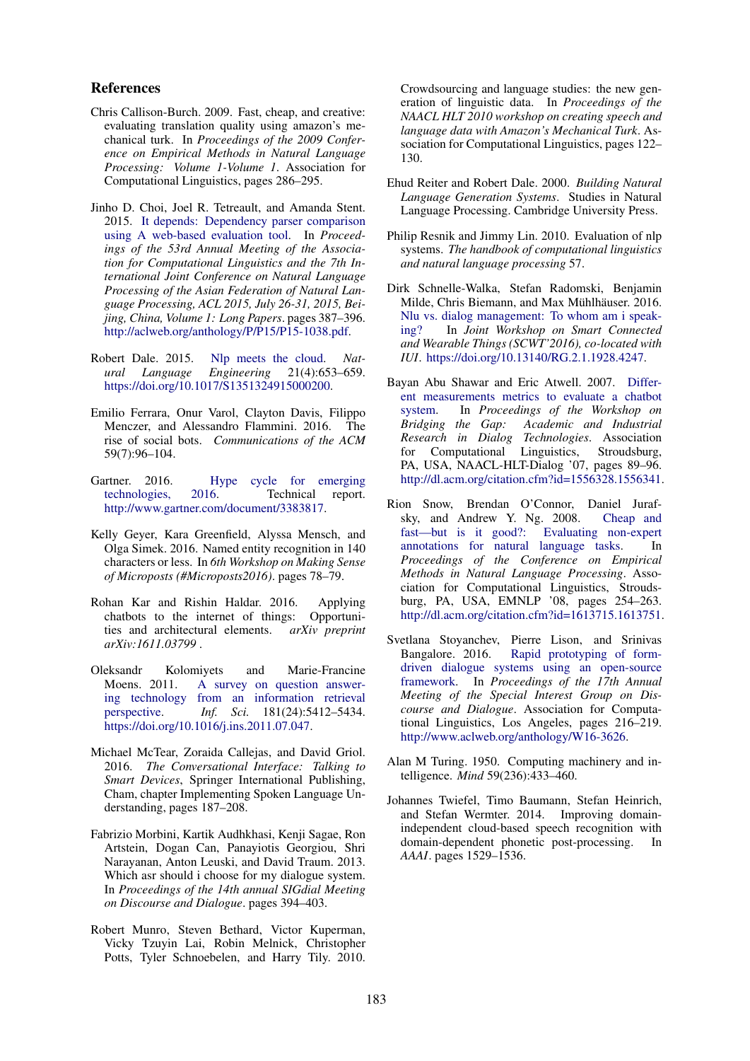## References

Chris Callison-Burch. 2009. Fast, cheap, and creative: evaluating translation quality using amazon's mechanical turk. In *Proceedings of the 2009 Conference on Empirical Methods in Natural Language Processing: Volume 1-Volume 1*. Association for Computational Linguistics, pages 286–295.

Jinho D. Choi, Joel R. Tetreault, and Amanda Stent. 2015. It depends: Dependency parser comparison using A web-based evaluation tool. In *Proceedings of the 53rd Annual Meeting of the Association for Computational Linguistics and the 7th International Joint Conference on Natural Language Processing of the Asian Federation of Natural Language Processing, ACL 2015, July 26-31, 2015, Beijing, China, Volume 1: Long Papers*. pages 387–396. http://aclweb.org/anthology/P/P15/P15-1038.pdf.

Robert Dale. 2015. Nlp meets the cloud. *Natural Language Engineering* 21(4):653–659. https://doi.org/10.1017/S1351324915000200.

Emilio Ferrara, Onur Varol, Clayton Davis, Filippo Menczer, and Alessandro Flammini. 2016. The rise of social bots. *Communications of the ACM* 59(7):96–104.

Gartner. 2016. Hype cycle for emerging technologies, 2016. Technical report. http://www.gartner.com/document/3383817.

Kelly Geyer, Kara Greenfield, Alyssa Mensch, and Olga Simek. 2016. Named entity recognition in 140 characters or less. In *6th Workshop on Making Sense of Microposts (#Microposts2016)*. pages 78–79.

Rohan Kar and Rishin Haldar. 2016. Applying chatbots to the internet of things: Opportunities and architectural elements. *arXiv preprint arXiv:1611.03799* .

Oleksandr Kolomiyets and Marie-Francine Moens. 2011. A survey on question answering technology from an information retrieval perspective. *Inf. Sci.* 181(24):5412–5434. https://doi.org/10.1016/j.ins.2011.07.047.

Michael McTear, Zoraida Callejas, and David Griol. 2016. *The Conversational Interface: Talking to Smart Devices*, Springer International Publishing, Cham, chapter Implementing Spoken Language Understanding, pages 187–208.

Fabrizio Morbini, Kartik Audhkhasi, Kenji Sagae, Ron Artstein, Dogan Can, Panayiotis Georgiou, Shri Narayanan, Anton Leuski, and David Traum. 2013. Which asr should i choose for my dialogue system. In *Proceedings of the 14th annual SIGdial Meeting on Discourse and Dialogue*. pages 394–403.

Robert Munro, Steven Bethard, Victor Kuperman, Vicky Tzuyin Lai, Robin Melnick, Christopher Potts, Tyler Schnoebelen, and Harry Tily. 2010. Crowdsourcing and language studies: the new generation of linguistic data. In *Proceedings of the NAACL HLT 2010 workshop on creating speech and language data with Amazon's Mechanical Turk*. Association for Computational Linguistics, pages 122–130.

Ehud Reiter and Robert Dale. 2000. *Building Natural Language Generation Systems*. Studies in Natural Language Processing. Cambridge University Press.

Philip Resnik and Jimmy Lin. 2010. Evaluation of nlp systems. *The handbook of computational linguistics and natural language processing* 57.

Dirk Schnelle-Walka, Stefan Radomski, Benjamin Milde, Chris Biemann, and Max Mühlhäuser. 2016. Nlu vs. dialog management: To whom am i speaking? In *Joint Workshop on Smart Connected and Wearable Things (SCWT'2016), co-located with IUI*. https://doi.org/10.13140/RG.2.1.1928.4247.

Bayan Abu Shawar and Eric Atwell. 2007. Different measurements metrics to evaluate a chatbot system. In *Proceedings of the Workshop on Bridging the Gap: Academic and Industrial Research in Dialog Technologies*. Association for Computational Linguistics, Stroudsburg, PA, USA, NAACL-HLT-Dialog '07, pages 89–96. http://dl.acm.org/citation.cfm?id=1556328.1556341.

Rion Snow, Brendan O'Connor, Daniel Jurafsky, and Andrew Y. Ng. 2008. Cheap and fast—but is it good?: Evaluating non-expert annotations for natural language tasks. In *Proceedings of the Conference on Empirical Methods in Natural Language Processing*. Association for Computational Linguistics, Stroudsburg, PA, USA, EMNLP '08, pages 254–263. http://dl.acm.org/citation.cfm?id=1613715.1613751.

Svetlana Stoyanchev, Pierre Lison, and Srinivas Bangalore. 2016. Rapid prototyping of form-driven dialogue systems using an open-source framework. In *Proceedings of the 17th Annual Meeting of the Special Interest Group on Discourse and Dialogue*. Association for Computational Linguistics, Los Angeles, pages 216–219. http://www.aclweb.org/anthology/W16-3626.

Alan M Turing. 1950. Computing machinery and intelligence. *Mind* 59(236):433–460.

Johannes Twiefel, Timo Baumann, Stefan Heinrich, and Stefan Wermter. 2014. Improving domain-independent cloud-based speech recognition with domain-dependent phonetic post-processing. In *AAAI*. pages 1529–1536.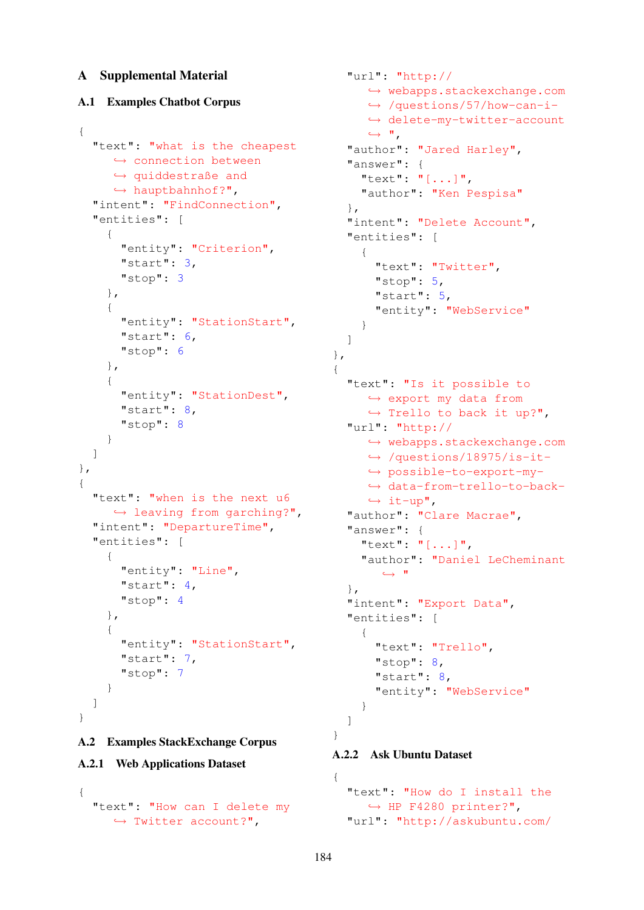# A Supplemental Material

## A.1 Examples Chatbot Corpus

```
{
  "text": "what is the cheapest
     ↪ connection between
     ↪ quiddestraße and
     ↪ hauptbahnhof?",
  "intent": "FindConnection",
  "entities": [
    {
      "entity": "Criterion",
      "start": 3,
      "stop": 3
    },
    {
      "entity": "StationStart",
      "start": 6,
      "stop": 6
    },
    {
      "entity": "StationDest",
      "start": 8,
      "stop": 8
    }
  ]
},
{
  "text": "when is the next u6
     ↪ leaving from garching?",
  "intent": "DepartureTime",
  "entities": [
    {
      "entity": "Line",
      "start": 4,
      "stop": 4
    },
    {
      "entity": "StationStart",
      "start": 7,
      "stop": 7
    }
  ]
}
```

## A.2 Examples StackExchange Corpus

### A.2.1 Web Applications Dataset

```
{
  "text": "How can I delete my
     ↪ Twitter account?",
  "url": "http://
     ↪ webapps.stackexchange.com
     ↪ /questions/57/how-can-i-
     ↪ delete-my-twitter-account
     ↪ ",
  "author": "Jared Harley",
  "answer": {
    "text": "[...]",
    "author": "Ken Pespisa"
  },
  "intent": "Delete Account",
  "entities": [
    {
      "text": "Twitter",
      "stop": 5,
      "start": 5,
      "entity": "WebService"
    }
  ]
},
{
  "text": "Is it possible to
     ↪ export my data from
     ↪ Trello to back it up?",
  "url": "http://
     ↪ webapps.stackexchange.com
     ↪ /questions/18975/is-it-
     ↪ possible-to-export-my-
     ↪ data-from-trello-to-back-
     ↪ it-up",
  "author": "Clare Macrae",
  "answer": {
    "text": "[...]",
    "author": "Daniel LeCheminant
       ↪ "
  },
  "intent": "Export Data",
  "entities": [
    {
      "text": "Trello",
      "stop": 8,
      "start": 8,
      "entity": "WebService"
    }
  ]
}
```

### A.2.2 Ask Ubuntu Dataset

```
{
  "text": "How do I install the
     ↪ HP F4280 printer?",
  "url": "http://askubuntu.com/
```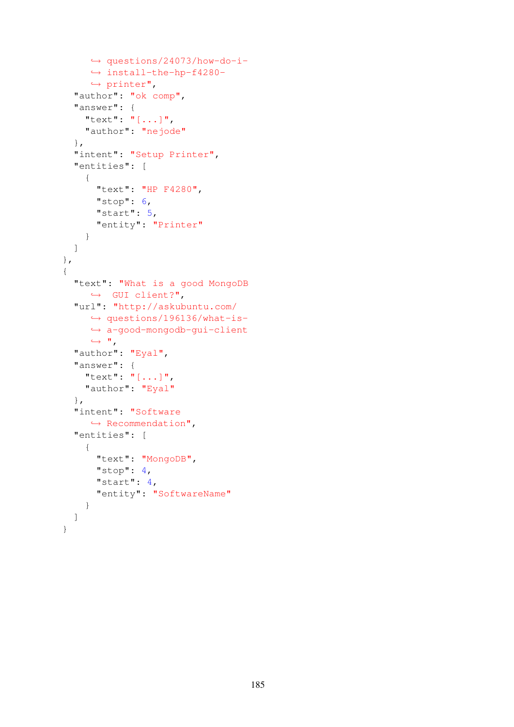```
    ↪ questions/24073/how-do-i-
    ↪ install-the-hp-f4280-
    ↪ printer",
  "author": "ok comp",
  "answer": {
    "text": "[...]",
    "author": "nejode"
  },
  "intent": "Setup Printer",
  "entities": [
    {
      "text": "HP F4280",
      "stop": 6,
      "start": 5,
      "entity": "Printer"
    }
  ]
},
{
  "text": "What is a good MongoDB
    ↪  GUI client?",
  "url": "http://askubuntu.com/
    ↪ questions/196136/what-is-
    ↪ a-good-mongodb-gui-client
    ↪ ",
  "author": "Eyal",
  "answer": {
    "text": "[...]",
    "author": "Eyal"
  },
  "intent": "Software
    ↪ Recommendation",
  "entities": [
    {
      "text": "MongoDB",
      "stop": 4,
      "start": 4,
      "entity": "SoftwareName"
    }
  ]
}
```